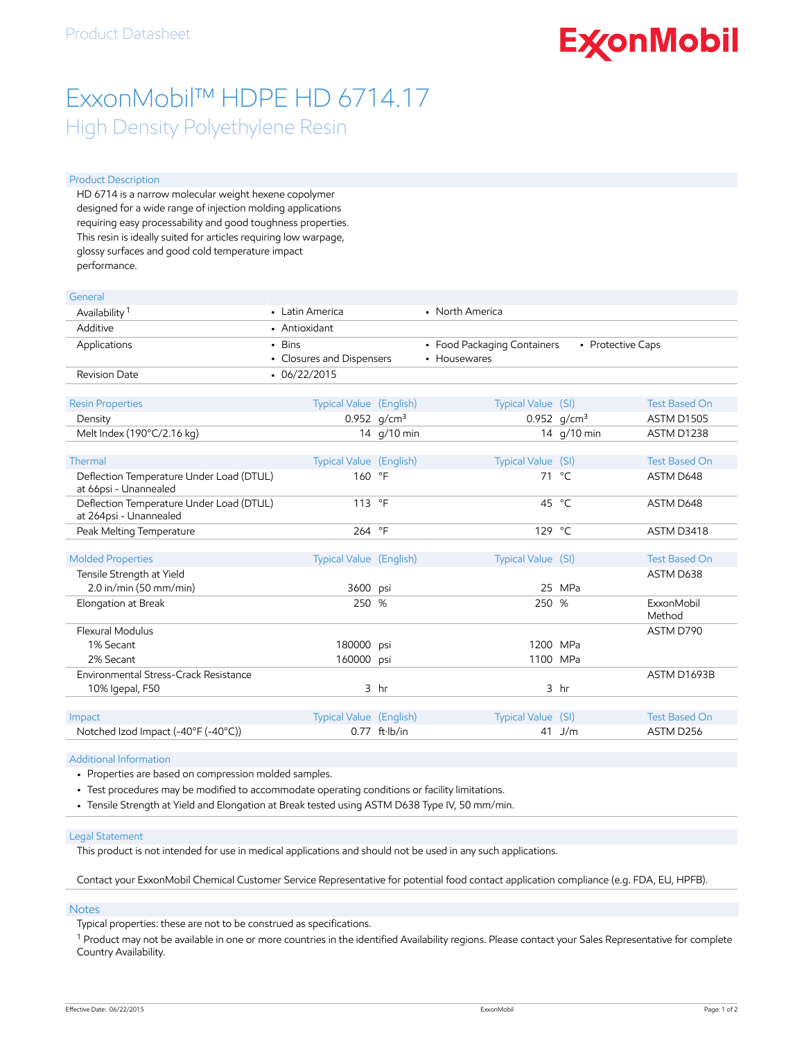Product Datasheet

ExxonMobil

# ExxonMobil™ HDPE HD 6714.17

## High Density Polyethylene Resin

### Product Description

HD 6714 is a narrow molecular weight hexene copolymer designed for a wide range of injection molding applications requiring easy processability and good toughness properties. This resin is ideally suited for articles requiring low warpage, glossy surfaces and good cold temperature impact performance.

### General

| | | | |
|---|---|---|---|
| Availability [1] | • Latin America | • North America | |
| Additive | • Antioxidant | | |
| Applications | • Bins<br>• Closures and Dispensers | • Food Packaging Containers<br>• Housewares | • Protective Caps |
| Revision Date | • 06/22/2015 | | |

| Resin Properties | Typical Value (English) | | Typical Value (SI) | | Test Based On |
|---|---|---|---|---|---|
| Density | 0.952 | g/cm³ | 0.952 | g/cm³ | ASTM D1505 |
| Melt Index (190°C/2.16 kg) | 14 | g/10 min | 14 | g/10 min | ASTM D1238 |

| Thermal | Typical Value (English) | | Typical Value (SI) | | Test Based On |
|---|---|---|---|---|---|
| Deflection Temperature Under Load (DTUL) at 66psi - Unannealed | 160 | °F | 71 | °C | ASTM D648 |
| Deflection Temperature Under Load (DTUL) at 264psi - Unannealed | 113 | °F | 45 | °C | ASTM D648 |
| Peak Melting Temperature | 264 | °F | 129 | °C | ASTM D3418 |

| Molded Properties | Typical Value (English) | | Typical Value (SI) | | Test Based On |
|---|---|---|---|---|---|
| Tensile Strength at Yield | | | | | ASTM D638 |
| 2.0 in/min (50 mm/min) | 3600 | psi | 25 | MPa | |
| Elongation at Break | 250 | % | 250 | % | ExxonMobil Method |
| Flexural Modulus | | | | | ASTM D790 |
| 1% Secant | 180000 | psi | 1200 | MPa | |
| 2% Secant | 160000 | psi | 1100 | MPa | |
| Environmental Stress-Crack Resistance | | | | | ASTM D1693B |
| 10% Igepal, F50 | 3 | hr | 3 | hr | |

| Impact | Typical Value (English) | | Typical Value (SI) | | Test Based On |
|---|---|---|---|---|---|
| Notched Izod Impact (-40°F (-40°C)) | 0.77 | ft·lb/in | 41 | J/m | ASTM D256 |

### Additional Information

- Properties are based on compression molded samples.
- Test procedures may be modified to accommodate operating conditions or facility limitations.
- Tensile Strength at Yield and Elongation at Break tested using ASTM D638 Type IV, 50 mm/min.

### Legal Statement

This product is not intended for use in medical applications and should not be used in any such applications.

Contact your ExxonMobil Chemical Customer Service Representative for potential food contact application compliance (e.g. FDA, EU, HPFB).

### Notes

Typical properties: these are not to be construed as specifications.

[1] Product may not be available in one or more countries in the identified Availability regions. Please contact your Sales Representative for complete Country Availability.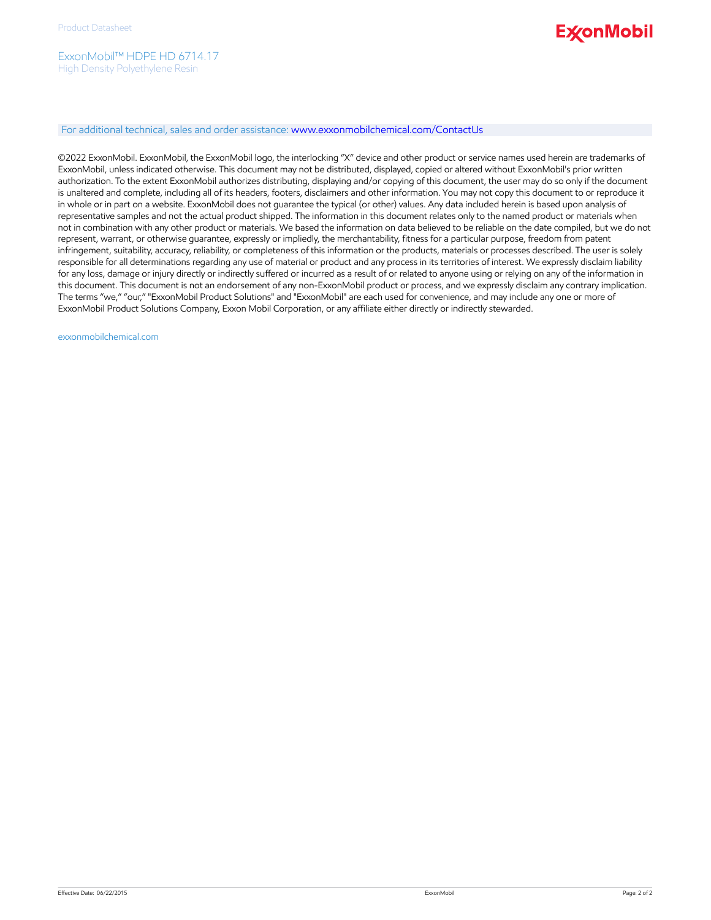For additional technical, sales and order assistance: www.exxonmobilchemical.com/ContactUs

©2022 ExxonMobil. ExxonMobil, the ExxonMobil logo, the interlocking "X" device and other product or service names used herein are trademarks of ExxonMobil, unless indicated otherwise. This document may not be distributed, displayed, copied or altered without ExxonMobil's prior written authorization. To the extent ExxonMobil authorizes distributing, displaying and/or copying of this document, the user may do so only if the document is unaltered and complete, including all of its headers, footers, disclaimers and other information. You may not copy this document to or reproduce it in whole or in part on a website. ExxonMobil does not guarantee the typical (or other) values. Any data included herein is based upon analysis of representative samples and not the actual product shipped. The information in this document relates only to the named product or materials when not in combination with any other product or materials. We based the information on data believed to be reliable on the date compiled, but we do not represent, warrant, or otherwise guarantee, expressly or impliedly, the merchantability, fitness for a particular purpose, freedom from patent infringement, suitability, accuracy, reliability, or completeness of this information or the products, materials or processes described. The user is solely responsible for all determinations regarding any use of material or product and any process in its territories of interest. We expressly disclaim liability for any loss, damage or injury directly or indirectly suffered or incurred as a result of or related to anyone using or relying on any of the information in this document. This document is not an endorsement of any non-ExxonMobil product or process, and we expressly disclaim any contrary implication. The terms "we," "our," "ExxonMobil Product Solutions" and "ExxonMobil" are each used for convenience, and may include any one or more of ExxonMobil Product Solutions Company, Exxon Mobil Corporation, or any affiliate either directly or indirectly stewarded.

exxonmobilchemical.com

Effective Date: 06/22/2015